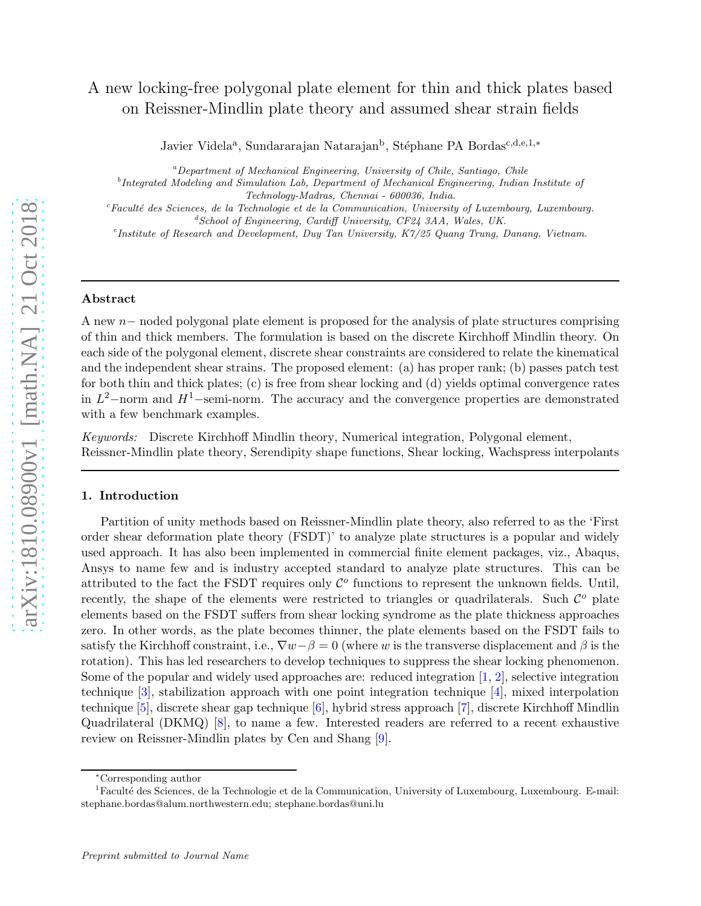# A new locking-free polygonal plate element for thin and thick plates based on Reissner-Mindlin plate theory and assumed shear strain fields

Javier Videla[a], Sundararajan Natarajan[b], Stéphane PA Bordas[c,d,e,1,*]

[a]Department of Mechanical Engineering, University of Chile, Santiago, Chile

[b]Integrated Modeling and Simulation Lab, Department of Mechanical Engineering, Indian Institute of Technology-Madras, Chennai - 600036, India.

[c]Faculté des Sciences, de la Technologie et de la Communication, University of Luxembourg, Luxembourg.

[d]School of Engineering, Cardiff University, CF24 3AA, Wales, UK.

[e]Institute of Research and Development, Duy Tan University, K7/25 Quang Trung, Danang, Vietnam.

## Abstract

A new $n-$ noded polygonal plate element is proposed for the analysis of plate structures comprising of thin and thick members. The formulation is based on the discrete Kirchhoff Mindlin theory. On each side of the polygonal element, discrete shear constraints are considered to relate the kinematical and the independent shear strains. The proposed element: (a) has proper rank; (b) passes patch test for both thin and thick plates; (c) is free from shear locking and (d) yields optimal convergence rates in $L^2-$norm and $H^1-$semi-norm. The accuracy and the convergence properties are demonstrated with a few benchmark examples.

*Keywords:* Discrete Kirchhoff Mindlin theory, Numerical integration, Polygonal element, Reissner-Mindlin plate theory, Serendipity shape functions, Shear locking, Wachspress interpolants

## 1. Introduction

Partition of unity methods based on Reissner-Mindlin plate theory, also referred to as the 'First order shear deformation plate theory (FSDT)' to analyze plate structures is a popular and widely used approach. It has also been implemented in commercial finite element packages, viz., Abaqus, Ansys to name few and is industry accepted standard to analyze plate structures. This can be attributed to the fact the FSDT requires only $\mathcal{C}^o$ functions to represent the unknown fields. Until, recently, the shape of the elements were restricted to triangles or quadrilaterals. Such $\mathcal{C}^o$ plate elements based on the FSDT suffers from shear locking syndrome as the plate thickness approaches zero. In other words, as the plate becomes thinner, the plate elements based on the FSDT fails to satisfy the Kirchhoff constraint, i.e., $\nabla w - \beta = 0$ (where $w$ is the transverse displacement and $\beta$ is the rotation). This has led researchers to develop techniques to suppress the shear locking phenomenon. Some of the popular and widely used approaches are: reduced integration [1, 2], selective integration technique [3], stabilization approach with one point integration technique [4], mixed interpolation technique [5], discrete shear gap technique [6], hybrid stress approach [7], discrete Kirchhoff Mindlin Quadrilateral (DKMQ) [8], to name a few. Interested readers are referred to a recent exhaustive review on Reissner-Mindlin plates by Cen and Shang [9].

*Corresponding author

[1]Faculté des Sciences, de la Technologie et de la Communication, University of Luxembourg, Luxembourg. E-mail: stephane.bordas@alum.northwestern.edu; stephane.bordas@uni.lu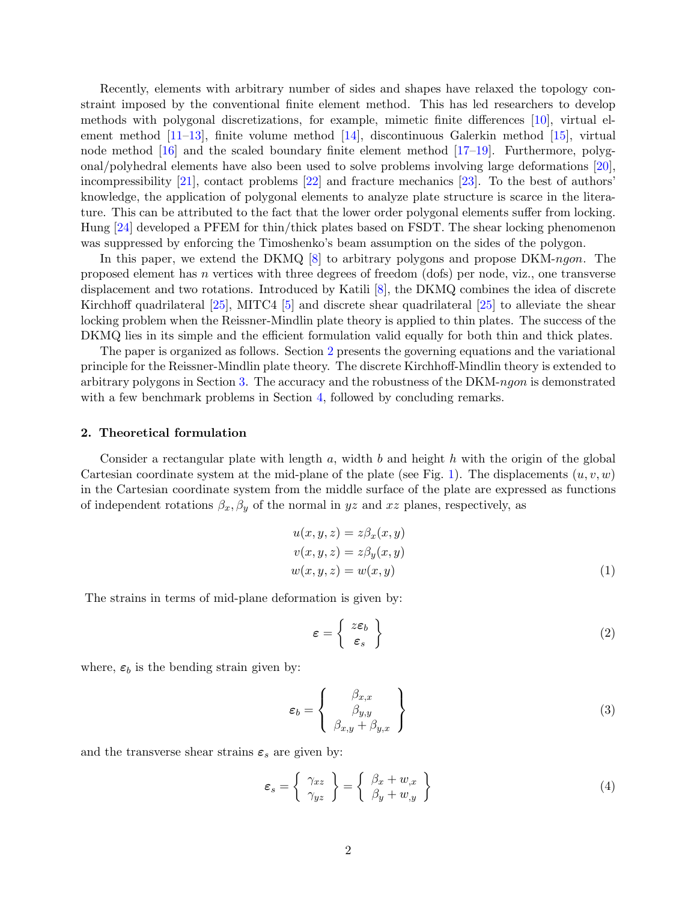Recently, elements with arbitrary number of sides and shapes have relaxed the topology constraint imposed by the conventional finite element method. This has led researchers to develop methods with polygonal discretizations, for example, mimetic finite differences [10], virtual element method [11–13], finite volume method [14], discontinuous Galerkin method [15], virtual node method [16] and the scaled boundary finite element method [17–19]. Furthermore, polygonal/polyhedral elements have also been used to solve problems involving large deformations [20], incompressibility [21], contact problems [22] and fracture mechanics [23]. To the best of authors' knowledge, the application of polygonal elements to analyze plate structure is scarce in the literature. This can be attributed to the fact that the lower order polygonal elements suffer from locking. Hung [24] developed a PFEM for thin/thick plates based on FSDT. The shear locking phenomenon was suppressed by enforcing the Timoshenko's beam assumption on the sides of the polygon.

In this paper, we extend the DKMQ [8] to arbitrary polygons and propose DKM-*ngon*. The proposed element has $n$ vertices with three degrees of freedom (dofs) per node, viz., one transverse displacement and two rotations. Introduced by Katili [8], the DKMQ combines the idea of discrete Kirchhoff quadrilateral [25], MITC4 [5] and discrete shear quadrilateral [25] to alleviate the shear locking problem when the Reissner-Mindlin plate theory is applied to thin plates. The success of the DKMQ lies in its simple and the efficient formulation valid equally for both thin and thick plates.

The paper is organized as follows. Section 2 presents the governing equations and the variational principle for the Reissner-Mindlin plate theory. The discrete Kirchhoff-Mindlin theory is extended to arbitrary polygons in Section 3. The accuracy and the robustness of the DKM-*ngon* is demonstrated with a few benchmark problems in Section 4, followed by concluding remarks.

## 2. Theoretical formulation

Consider a rectangular plate with length $a$, width $b$ and height $h$ with the origin of the global Cartesian coordinate system at the mid-plane of the plate (see Fig. 1). The displacements $(u, v, w)$ in the Cartesian coordinate system from the middle surface of the plate are expressed as functions of independent rotations $\beta_x, \beta_y$ of the normal in $yz$ and $xz$ planes, respectively, as

$$
\begin{aligned}
u(x,y,z) &= z\beta_x(x,y) \\
v(x,y,z) &= z\beta_y(x,y) \\
w(x,y,z) &= w(x,y)
\end{aligned}
\tag{1}
$$

The strains in terms of mid-plane deformation is given by:

$$
\boldsymbol{\varepsilon} = \left\{ \begin{array}{c} z\boldsymbol{\varepsilon}_b \\ \boldsymbol{\varepsilon}_s \end{array} \right\}
\tag{2}
$$

where, $\boldsymbol{\varepsilon}_b$ is the bending strain given by:

$$
\boldsymbol{\varepsilon}_b = \left\{ \begin{array}{c} \beta_{x,x} \\ \beta_{y,y} \\ \beta_{x,y} + \beta_{y,x} \end{array} \right\}
\tag{3}
$$

and the transverse shear strains $\boldsymbol{\varepsilon}_s$ are given by:

$$
\boldsymbol{\varepsilon}_s = \left\{ \begin{array}{c} \gamma_{xz} \\ \gamma_{yz} \end{array} \right\} = \left\{ \begin{array}{c} \beta_x + w_{,x} \\ \beta_y + w_{,y} \end{array} \right\}
\tag{4}
$$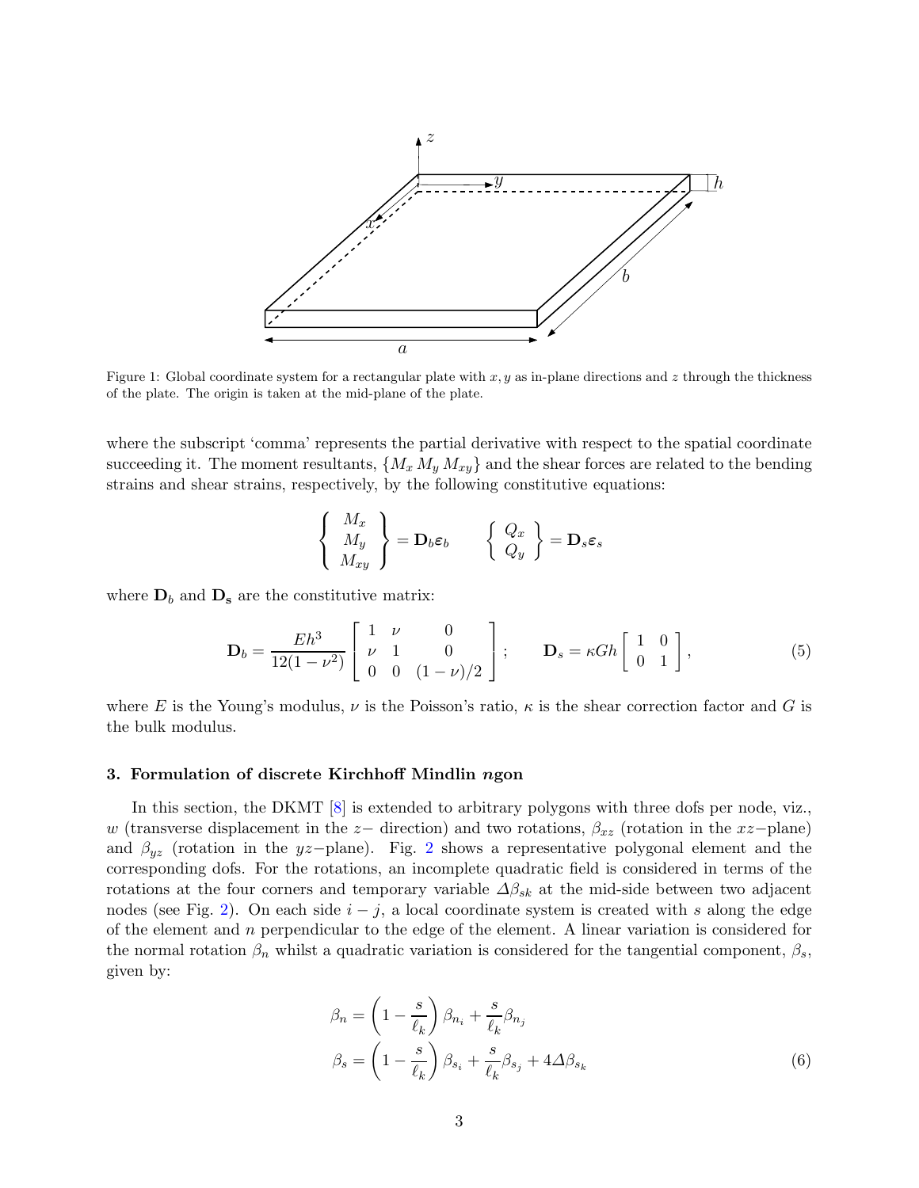Figure 1: Global coordinate system for a rectangular plate with $x, y$ as in-plane directions and $z$ through the thickness of the plate. The origin is taken at the mid-plane of the plate.

where the subscript 'comma' represents the partial derivative with respect to the spatial coordinate succeeding it. The moment resultants, $\{M_x \, M_y \, M_{xy}\}$ and the shear forces are related to the bending strains and shear strains, respectively, by the following constitutive equations:

$$
\left\{ \begin{array}{c} M_x \\ M_y \\ M_{xy} \end{array} \right\} = \mathbf{D}_b \boldsymbol{\varepsilon}_b \qquad \left\{ \begin{array}{c} Q_x \\ Q_y \end{array} \right\} = \mathbf{D}_s \boldsymbol{\varepsilon}_s
$$

where $\mathbf{D}_b$ and $\mathbf{D_s}$ are the constitutive matrix:

$$
\mathbf{D}_b = \frac{Eh^3}{12(1-\nu^2)} \left[ \begin{array}{ccc} 1 & \nu & 0 \\ \nu & 1 & 0 \\ 0 & 0 & (1-\nu)/2 \end{array} \right]; \qquad \mathbf{D}_s = \kappa G h \left[ \begin{array}{cc} 1 & 0 \\ 0 & 1 \end{array} \right], \tag{5}
$$

where $E$ is the Young's modulus, $\nu$ is the Poisson's ratio, $\kappa$ is the shear correction factor and $G$ is the bulk modulus.

### 3. Formulation of discrete Kirchhoff Mindlin *n*gon

In this section, the DKMT [8] is extended to arbitrary polygons with three dofs per node, viz., $w$ (transverse displacement in the $z-$ direction) and two rotations, $\beta_{xz}$ (rotation in the $xz-$plane) and $\beta_{yz}$ (rotation in the $yz-$plane). Fig. 2 shows a representative polygonal element and the corresponding dofs. For the rotations, an incomplete quadratic field is considered in terms of the rotations at the four corners and temporary variable $\Delta\beta_{sk}$ at the mid-side between two adjacent nodes (see Fig. 2). On each side $i-j$, a local coordinate system is created with $s$ along the edge of the element and $n$ perpendicular to the edge of the element. A linear variation is considered for the normal rotation $\beta_n$ whilst a quadratic variation is considered for the tangential component, $\beta_s$, given by:

$$
\begin{aligned}
\beta_n &= \left(1 - \frac{s}{\ell_k}\right) \beta_{n_i} + \frac{s}{\ell_k} \beta_{n_j} \\
\beta_s &= \left(1 - \frac{s}{\ell_k}\right) \beta_{s_i} + \frac{s}{\ell_k} \beta_{s_j} + 4\Delta\beta_{s_k}
\end{aligned} \tag{6}
$$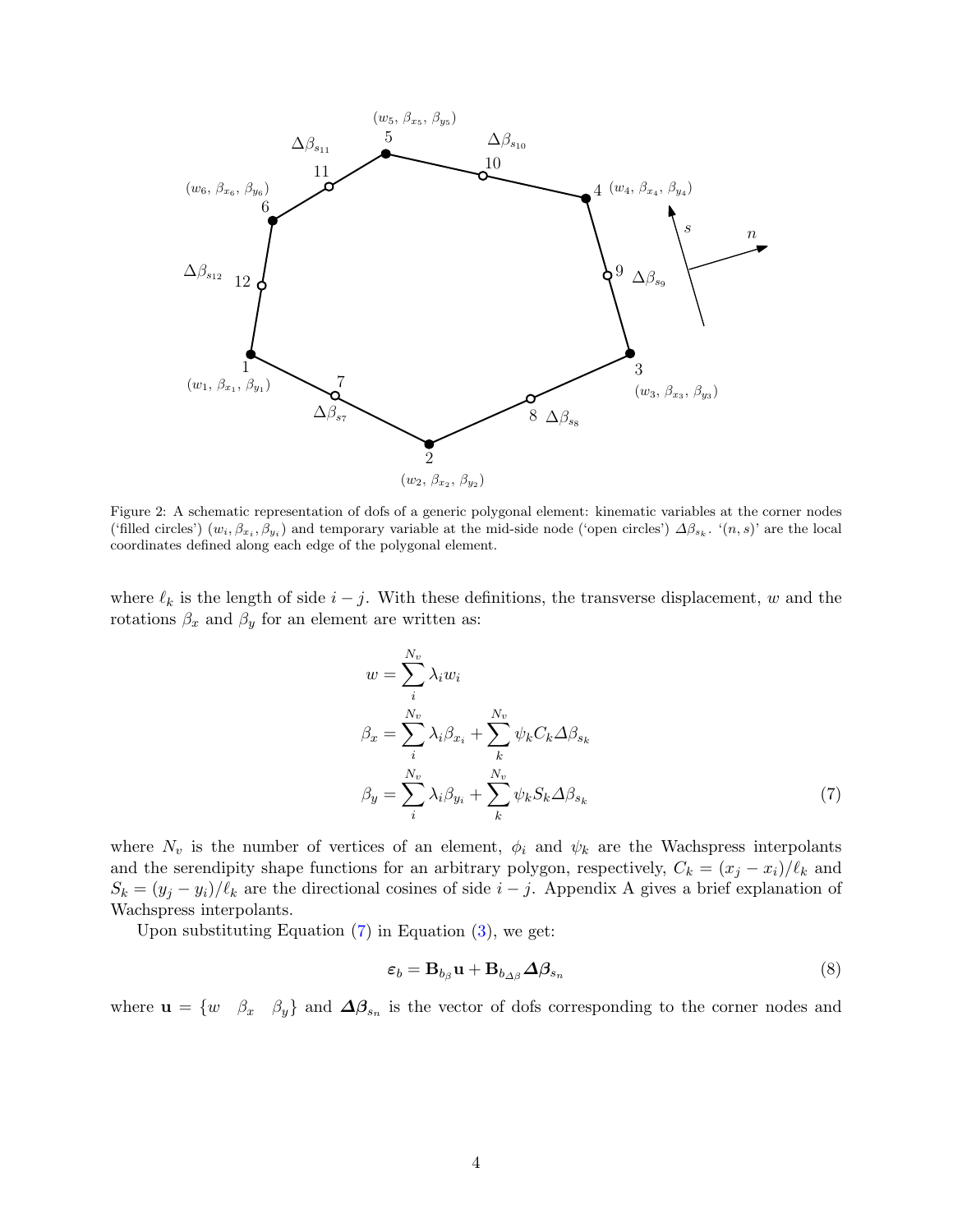Figure 2: A schematic representation of dofs of a generic polygonal element: kinematic variables at the corner nodes ('filled circles') $(w_i, \beta_{x_i}, \beta_{y_i})$ and temporary variable at the mid-side node ('open circles') $\Delta\beta_{s_k}$. '$(n, s)$' are the local coordinates defined along each edge of the polygonal element.

where $\ell_k$ is the length of side $i-j$. With these definitions, the transverse displacement, $w$ and the rotations $\beta_x$ and $\beta_y$ for an element are written as:

$$
\begin{aligned}
w &= \sum_{i}^{N_v} \lambda_i w_i \\
\beta_x &= \sum_{i}^{N_v} \lambda_i \beta_{x_i} + \sum_{k}^{N_v} \psi_k C_k \Delta\beta_{s_k} \\
\beta_y &= \sum_{i}^{N_v} \lambda_i \beta_{y_i} + \sum_{k}^{N_v} \psi_k S_k \Delta\beta_{s_k}
\end{aligned} \tag{7}
$$

where $N_v$ is the number of vertices of an element, $\phi_i$ and $\psi_k$ are the Wachspress interpolants and the serendipity shape functions for an arbitrary polygon, respectively, $C_k = (x_j - x_i)/\ell_k$ and $S_k = (y_j - y_i)/\ell_k$ are the directional cosines of side $i-j$. Appendix A gives a brief explanation of Wachspress interpolants.

Upon substituting Equation (7) in Equation (3), we get:

$$
\boldsymbol{\varepsilon}_b = \mathbf{B}_{b_\beta}\mathbf{u} + \mathbf{B}_{b_{\Delta\beta}}\boldsymbol{\Delta\beta}_{s_n} \tag{8}
$$

where $\mathbf{u} = \{w \quad \beta_x \quad \beta_y\}$ and $\boldsymbol{\Delta\beta}_{s_n}$ is the vector of dofs corresponding to the corner nodes and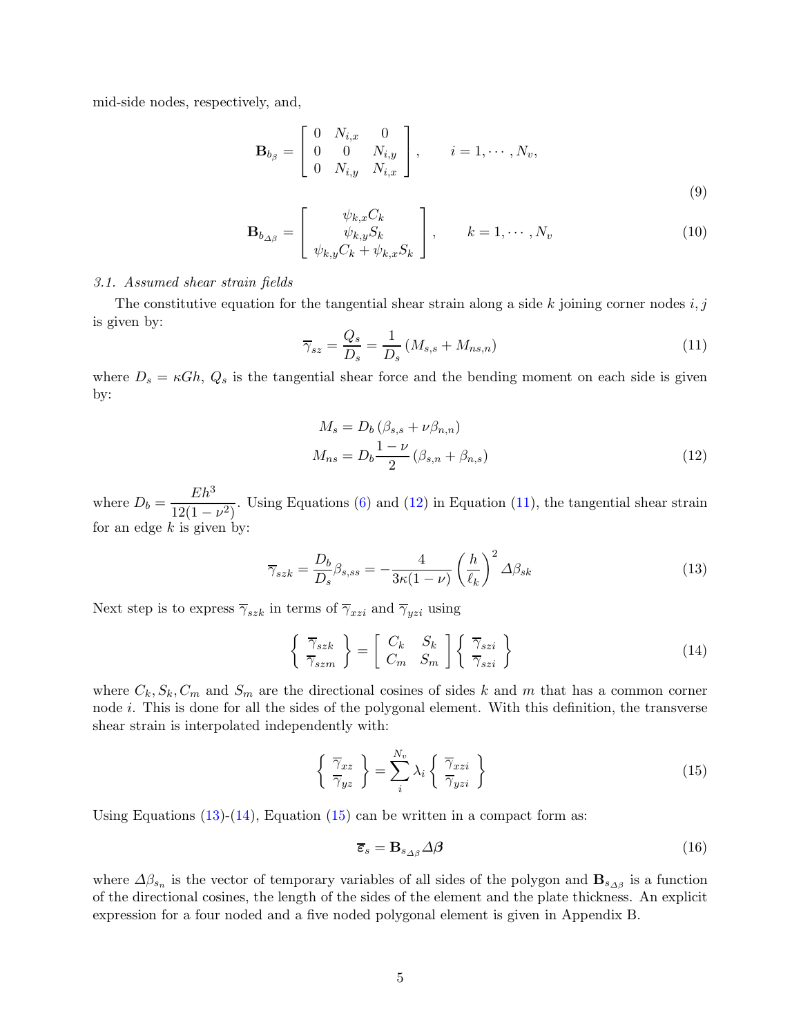mid-side nodes, respectively, and,

$$\mathbf{B}_{b_\beta} = \left[ \begin{array}{ccc} 0 & N_{i,x} & 0 \\ 0 & 0 & N_{i,y} \\ 0 & N_{i,y} & N_{i,x} \end{array} \right], \qquad i = 1, \cdots, N_v, \tag{9}$$

$$\mathbf{B}_{b_{\Delta\beta}} = \left[ \begin{array}{c} \psi_{k,x} C_k \\ \psi_{k,y} S_k \\ \psi_{k,y} C_k + \psi_{k,x} S_k \end{array} \right], \qquad k = 1, \cdots, N_v \tag{10}$$

### 3.1. Assumed shear strain fields

The constitutive equation for the tangential shear strain along a side $k$ joining corner nodes $i, j$ is given by:

$$\overline{\gamma}_{sz} = \frac{Q_s}{D_s} = \frac{1}{D_s}\left(M_{s,s} + M_{ns,n}\right) \tag{11}$$

where $D_s = \kappa G h$, $Q_s$ is the tangential shear force and the bending moment on each side is given by:

$$\begin{aligned} M_s &= D_b\left(\beta_{s,s} + \nu \beta_{n,n}\right) \\ M_{ns} &= D_b \frac{1-\nu}{2}\left(\beta_{s,n} + \beta_{n,s}\right) \end{aligned} \tag{12}$$

where $D_b = \dfrac{Eh^3}{12(1-\nu^2)}$. Using Equations (6) and (12) in Equation (11), the tangential shear strain for an edge $k$ is given by:

$$\overline{\gamma}_{szk} = \frac{D_b}{D_s}\beta_{s,ss} = -\frac{4}{3\kappa(1-\nu)}\left(\frac{h}{\ell_k}\right)^2 \Delta\beta_{sk} \tag{13}$$

Next step is to express $\overline{\gamma}_{szk}$ in terms of $\overline{\gamma}_{xzi}$ and $\overline{\gamma}_{yzi}$ using

$$\left\{ \begin{array}{c} \overline{\gamma}_{szk} \\ \overline{\gamma}_{szm} \end{array} \right\} = \left[ \begin{array}{cc} C_k & S_k \\ C_m & S_m \end{array} \right] \left\{ \begin{array}{c} \overline{\gamma}_{szi} \\ \overline{\gamma}_{szi} \end{array} \right\} \tag{14}$$

where $C_k, S_k, C_m$ and $S_m$ are the directional cosines of sides $k$ and $m$ that has a common corner node $i$. This is done for all the sides of the polygonal element. With this definition, the transverse shear strain is interpolated independently with:

$$\left\{ \begin{array}{c} \overline{\gamma}_{xz} \\ \overline{\gamma}_{yz} \end{array} \right\} = \sum_{i}^{N_v} \lambda_i \left\{ \begin{array}{c} \overline{\gamma}_{xzi} \\ \overline{\gamma}_{yzi} \end{array} \right\} \tag{15}$$

Using Equations (13)-(14), Equation (15) can be written in a compact form as:

$$\overline{\boldsymbol{\varepsilon}}_s = \mathbf{B}_{s_{\Delta\beta}} \Delta\boldsymbol{\beta} \tag{16}$$

where $\Delta\beta_{s_n}$ is the vector of temporary variables of all sides of the polygon and $\mathbf{B}_{s_{\Delta\beta}}$ is a function of the directional cosines, the length of the sides of the element and the plate thickness. An explicit expression for a four noded and a five noded polygonal element is given in Appendix B.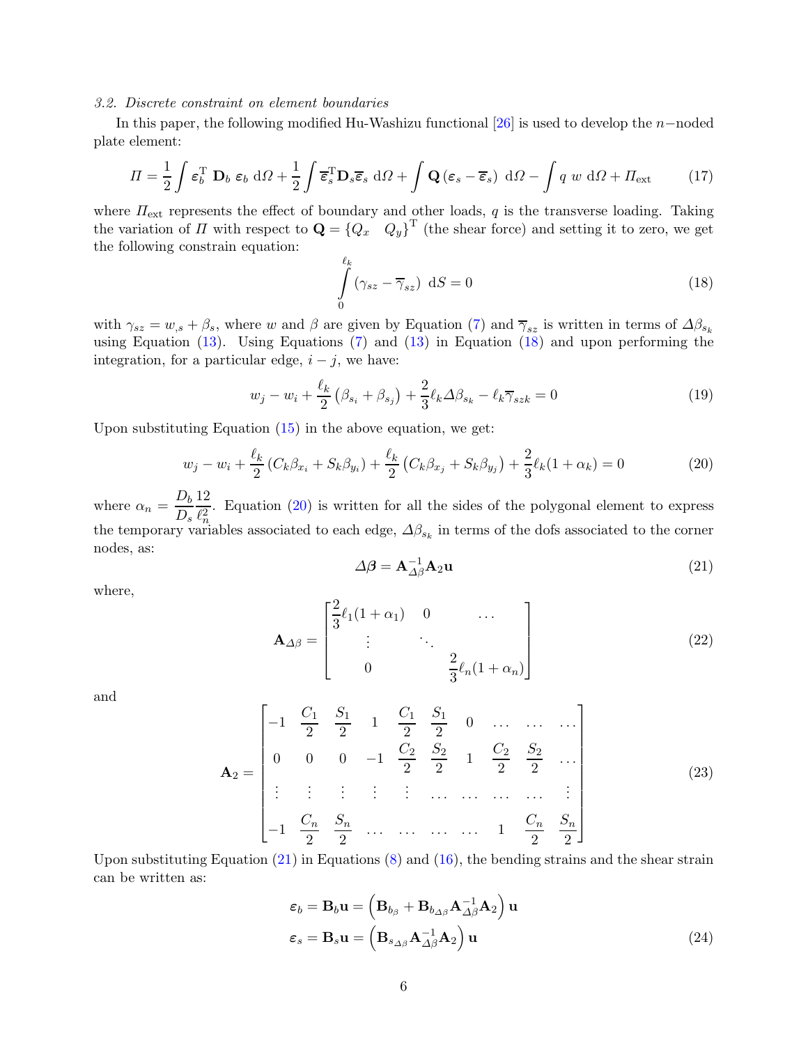*3.2. Discrete constraint on element boundaries*

In this paper, the following modified Hu-Washizu functional [26] is used to develop the $n-$noded plate element:

$$\Pi = \frac{1}{2}\int \boldsymbol{\varepsilon}_b^{\mathrm{T}}\ \mathbf{D}_b\ \boldsymbol{\varepsilon}_b\ \mathrm{d}\Omega + \frac{1}{2}\int \overline{\boldsymbol{\varepsilon}}_s^{\mathrm{T}}\mathbf{D}_s\overline{\boldsymbol{\varepsilon}}_s\ \mathrm{d}\Omega + \int \mathbf{Q}\left(\boldsymbol{\varepsilon}_s - \overline{\boldsymbol{\varepsilon}}_s\right)\ \mathrm{d}\Omega - \int q\ w\ \mathrm{d}\Omega + \Pi_{\mathrm{ext}} \tag{17}$$

where $\Pi_{\mathrm{ext}}$ represents the effect of boundary and other loads, $q$ is the transverse loading. Taking the variation of $\Pi$ with respect to $\mathbf{Q} = \{Q_x \quad Q_y\}^{\mathrm{T}}$ (the shear force) and setting it to zero, we get the following constrain equation:

$$\int\limits_0^{\ell_k} \left(\gamma_{sz} - \overline{\gamma}_{sz}\right)\ \mathrm{d}S = 0 \tag{18}$$

with $\gamma_{sz} = w_{,s} + \beta_s$, where $w$ and $\beta$ are given by Equation (7) and $\overline{\gamma}_{sz}$ is written in terms of $\Delta\beta_{s_k}$ using Equation (13). Using Equations (7) and (13) in Equation (18) and upon performing the integration, for a particular edge, $i-j$, we have:

$$w_j - w_i + \frac{\ell_k}{2}\left(\beta_{s_i} + \beta_{s_j}\right) + \frac{2}{3}\ell_k\Delta\beta_{s_k} - \ell_k\overline{\gamma}_{szk} = 0 \tag{19}$$

Upon substituting Equation (15) in the above equation, we get:

$$w_j - w_i + \frac{\ell_k}{2}\left(C_k\beta_{x_i} + S_k\beta_{y_i}\right) + \frac{\ell_k}{2}\left(C_k\beta_{x_j} + S_k\beta_{y_j}\right) + \frac{2}{3}\ell_k(1+\alpha_k) = 0 \tag{20}$$

where $\alpha_n = \dfrac{D_b}{D_s}\dfrac{12}{\ell_n^2}$. Equation (20) is written for all the sides of the polygonal element to express the temporary variables associated to each edge, $\Delta\beta_{s_k}$ in terms of the dofs associated to the corner nodes, as:

$$\boldsymbol{\Delta\beta} = \mathbf{A}_{\Delta\beta}^{-1}\mathbf{A}_2\mathbf{u} \tag{21}$$

where,

$$\mathbf{A}_{\Delta\beta} = \begin{bmatrix} \frac{2}{3}\ell_1(1+\alpha_1) & 0 & \dots \\ \vdots & \ddots & \\ 0 & & \frac{2}{3}\ell_n(1+\alpha_n) \end{bmatrix} \tag{22}$$

and

$$\mathbf{A}_2 = \begin{bmatrix} -1 & \frac{C_1}{2} & \frac{S_1}{2} & 1 & \frac{C_1}{2} & \frac{S_1}{2} & 0 & \dots & \dots & \dots \\ 0 & 0 & 0 & -1 & \frac{C_2}{2} & \frac{S_2}{2} & 1 & \frac{C_2}{2} & \frac{S_2}{2} & \dots \\ \vdots & \vdots & \vdots & \vdots & \vdots & \dots & \dots & \dots & \dots & \vdots \\ -1 & \frac{C_n}{2} & \frac{S_n}{2} & \dots & \dots & \dots & \dots & 1 & \frac{C_n}{2} & \frac{S_n}{2} \end{bmatrix} \tag{23}$$

Upon substituting Equation (21) in Equations (8) and (16), the bending strains and the shear strain can be written as:

$$\begin{aligned} \boldsymbol{\varepsilon}_b &= \mathbf{B}_b\mathbf{u} = \left(\mathbf{B}_{b_\beta} + \mathbf{B}_{b_{\Delta\beta}}\mathbf{A}_{\Delta\beta}^{-1}\mathbf{A}_2\right)\mathbf{u} \\ \boldsymbol{\varepsilon}_s &= \mathbf{B}_s\mathbf{u} = \left(\mathbf{B}_{s_{\Delta\beta}}\mathbf{A}_{\Delta\beta}^{-1}\mathbf{A}_2\right)\mathbf{u} \end{aligned} \tag{24}$$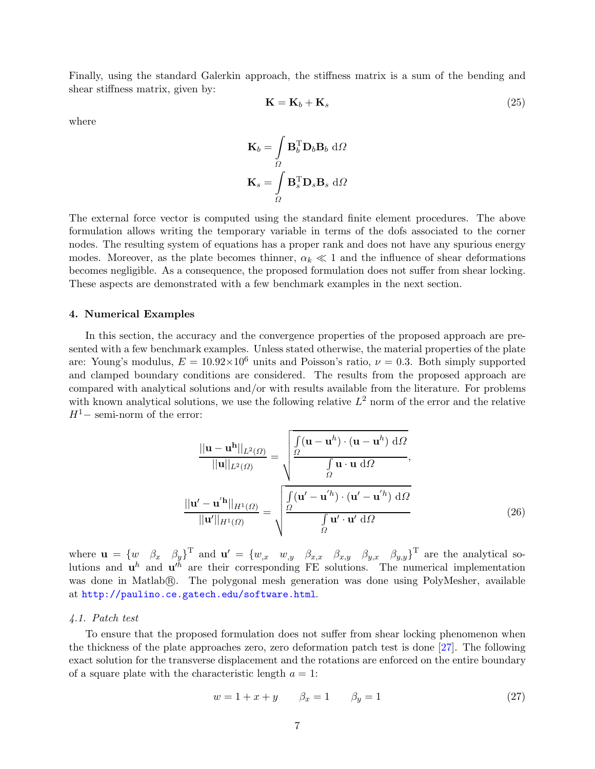Finally, using the standard Galerkin approach, the stiffness matrix is a sum of the bending and shear stiffness matrix, given by:

$$
\mathbf{K} = \mathbf{K}_b + \mathbf{K}_s \tag{25}
$$

where

$$
\mathbf{K}_b = \int\limits_{\Omega} \mathbf{B}_b^{\mathrm{T}} \mathbf{D}_b \mathbf{B}_b \ \mathrm{d}\Omega
$$

$$
\mathbf{K}_s = \int\limits_{\Omega} \mathbf{B}_s^{\mathrm{T}} \mathbf{D}_s \mathbf{B}_s \ \mathrm{d}\Omega
$$

The external force vector is computed using the standard finite element procedures. The above formulation allows writing the temporary variable in terms of the dofs associated to the corner nodes. The resulting system of equations has a proper rank and does not have any spurious energy modes. Moreover, as the plate becomes thinner, $\alpha_k \ll 1$ and the influence of shear deformations becomes negligible. As a consequence, the proposed formulation does not suffer from shear locking. These aspects are demonstrated with a few benchmark examples in the next section.

## 4. Numerical Examples

In this section, the accuracy and the convergence properties of the proposed approach are presented with a few benchmark examples. Unless stated otherwise, the material properties of the plate are: Young's modulus, $E = 10.92 \times 10^6$ units and Poisson's ratio, $\nu = 0.3$. Both simply supported and clamped boundary conditions are considered. The results from the proposed approach are compared with analytical solutions and/or with results available from the literature. For problems with known analytical solutions, we use the following relative $L^2$ norm of the error and the relative $H^1-$ semi-norm of the error:

$$
\frac{||\mathbf{u} - \mathbf{u^h}||_{L^2(\Omega)}}{||\mathbf{u}||_{L^2(\Omega)}} = \sqrt{\frac{\int\limits_{\Omega} (\mathbf{u} - \mathbf{u}^h) \cdot (\mathbf{u} - \mathbf{u}^h) \ \mathrm{d}\Omega}{\int\limits_{\Omega} \mathbf{u} \cdot \mathbf{u} \ \mathrm{d}\Omega}},
$$

$$
\frac{||\mathbf{u}' - \mathbf{u'^h}||_{H^1(\Omega)}}{||\mathbf{u}'||_{H^1(\Omega)}} = \sqrt{\frac{\int\limits_{\Omega} (\mathbf{u}' - \mathbf{u'}^h) \cdot (\mathbf{u}' - \mathbf{u'}^h) \ \mathrm{d}\Omega}{\int\limits_{\Omega} \mathbf{u}' \cdot \mathbf{u}' \ \mathrm{d}\Omega}} \tag{26}
$$

where $\mathbf{u} = \{w \quad \beta_x \quad \beta_y\}^{\mathrm{T}}$ and $\mathbf{u}' = \{w_{,x} \quad w_{,y} \quad \beta_{x,x} \quad \beta_{x,y} \quad \beta_{y,x} \quad \beta_{y,y}\}^{\mathrm{T}}$ are the analytical solutions and $\mathbf{u}^h$ and $\mathbf{u'}^h$ are their corresponding FE solutions. The numerical implementation was done in Matlab®. The polygonal mesh generation was done using PolyMesher, available at http://paulino.ce.gatech.edu/software.html.

### *4.1. Patch test*

To ensure that the proposed formulation does not suffer from shear locking phenomenon when the thickness of the plate approaches zero, zero deformation patch test is done [27]. The following exact solution for the transverse displacement and the rotations are enforced on the entire boundary of a square plate with the characteristic length $a = 1$:

$$
w = 1 + x + y \qquad \beta_x = 1 \qquad \beta_y = 1 \tag{27}
$$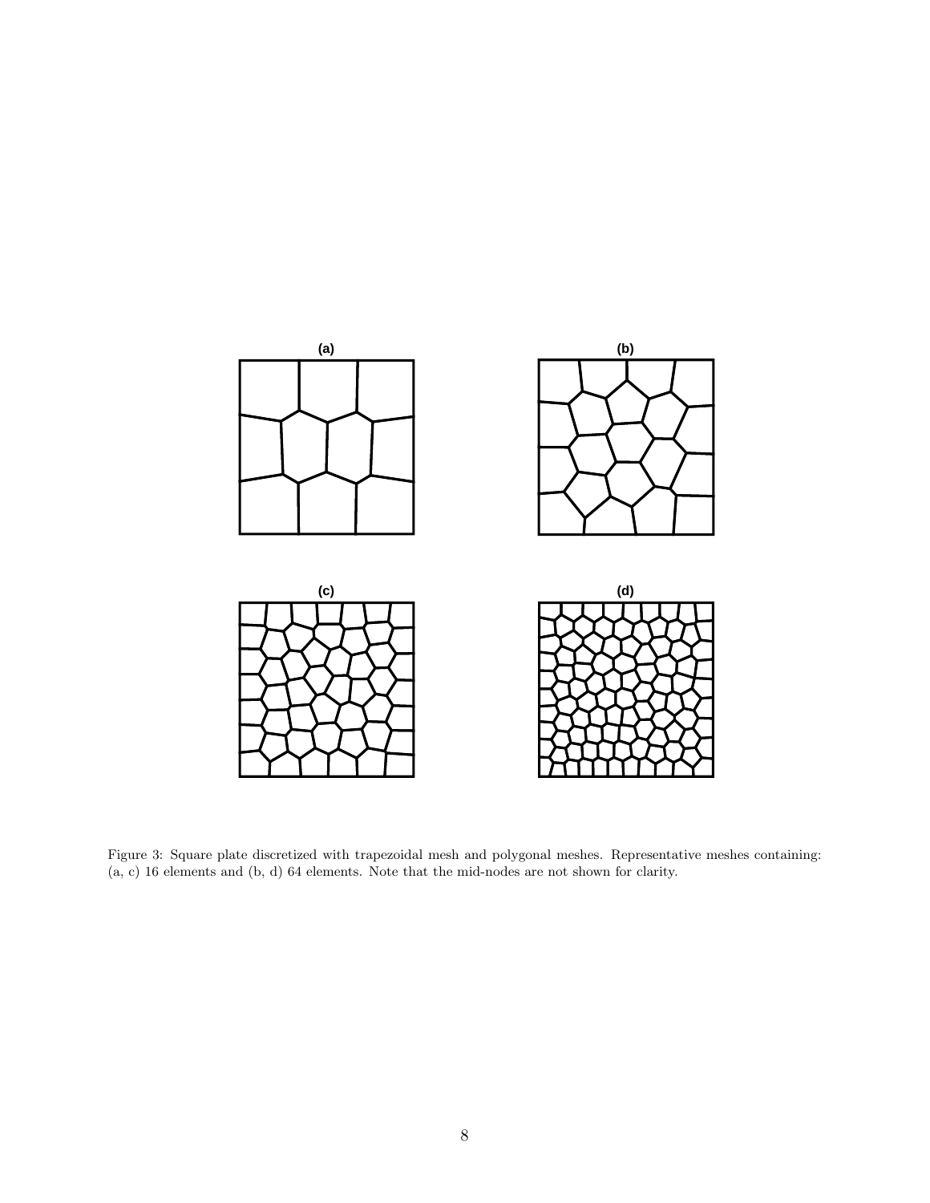(a)

(b)

(c)

(d)

Figure 3: Square plate discretized with trapezoidal mesh and polygonal meshes. Representative meshes containing: (a, c) 16 elements and (b, d) 64 elements. Note that the mid-nodes are not shown for clarity.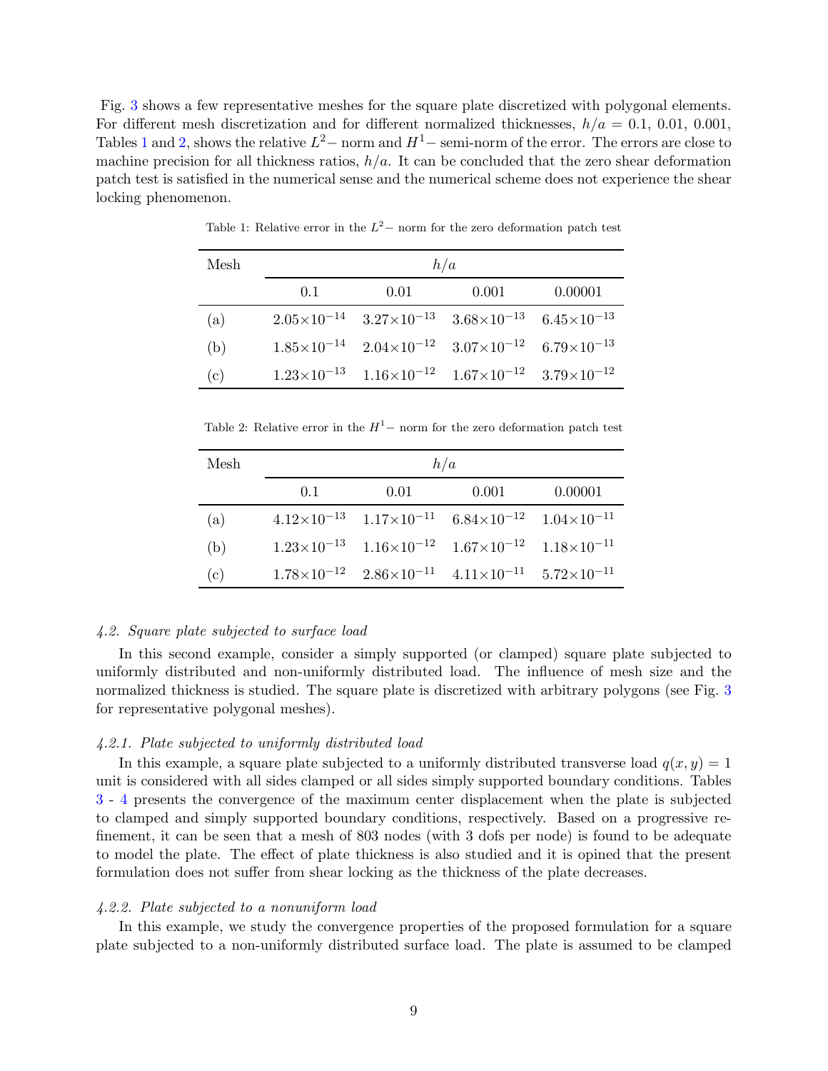Fig. 3 shows a few representative meshes for the square plate discretized with polygonal elements. For different mesh discretization and for different normalized thicknesses, $h/a = 0.1$, 0.01, 0.001, Tables 1 and 2, shows the relative $L^2-$ norm and $H^1-$ semi-norm of the error. The errors are close to machine precision for all thickness ratios, $h/a$. It can be concluded that the zero shear deformation patch test is satisfied in the numerical sense and the numerical scheme does not experience the shear locking phenomenon.

Table 1: Relative error in the $L^2-$ norm for the zero deformation patch test

| Mesh | $h/a$ | | | |
|---|---|---|---|---|
| | 0.1 | 0.01 | 0.001 | 0.00001 |
| (a) | $2.05\times10^{-14}$ | $3.27\times10^{-13}$ | $3.68\times10^{-13}$ | $6.45\times10^{-13}$ |
| (b) | $1.85\times10^{-14}$ | $2.04\times10^{-12}$ | $3.07\times10^{-12}$ | $6.79\times10^{-13}$ |
| (c) | $1.23\times10^{-13}$ | $1.16\times10^{-12}$ | $1.67\times10^{-12}$ | $3.79\times10^{-12}$ |

Table 2: Relative error in the $H^1-$ norm for the zero deformation patch test

| Mesh | $h/a$ | | | |
|---|---|---|---|---|
| | 0.1 | 0.01 | 0.001 | 0.00001 |
| (a) | $4.12\times10^{-13}$ | $1.17\times10^{-11}$ | $6.84\times10^{-12}$ | $1.04\times10^{-11}$ |
| (b) | $1.23\times10^{-13}$ | $1.16\times10^{-12}$ | $1.67\times10^{-12}$ | $1.18\times10^{-11}$ |
| (c) | $1.78\times10^{-12}$ | $2.86\times10^{-11}$ | $4.11\times10^{-11}$ | $5.72\times10^{-11}$ |

### *4.2. Square plate subjected to surface load*

In this second example, consider a simply supported (or clamped) square plate subjected to uniformly distributed and non-uniformly distributed load. The influence of mesh size and the normalized thickness is studied. The square plate is discretized with arbitrary polygons (see Fig. 3 for representative polygonal meshes).

#### *4.2.1. Plate subjected to uniformly distributed load*

In this example, a square plate subjected to a uniformly distributed transverse load $q(x, y) = 1$ unit is considered with all sides clamped or all sides simply supported boundary conditions. Tables 3 - 4 presents the convergence of the maximum center displacement when the plate is subjected to clamped and simply supported boundary conditions, respectively. Based on a progressive refinement, it can be seen that a mesh of 803 nodes (with 3 dofs per node) is found to be adequate to model the plate. The effect of plate thickness is also studied and it is opined that the present formulation does not suffer from shear locking as the thickness of the plate decreases.

#### *4.2.2. Plate subjected to a nonuniform load*

In this example, we study the convergence properties of the proposed formulation for a square plate subjected to a non-uniformly distributed surface load. The plate is assumed to be clamped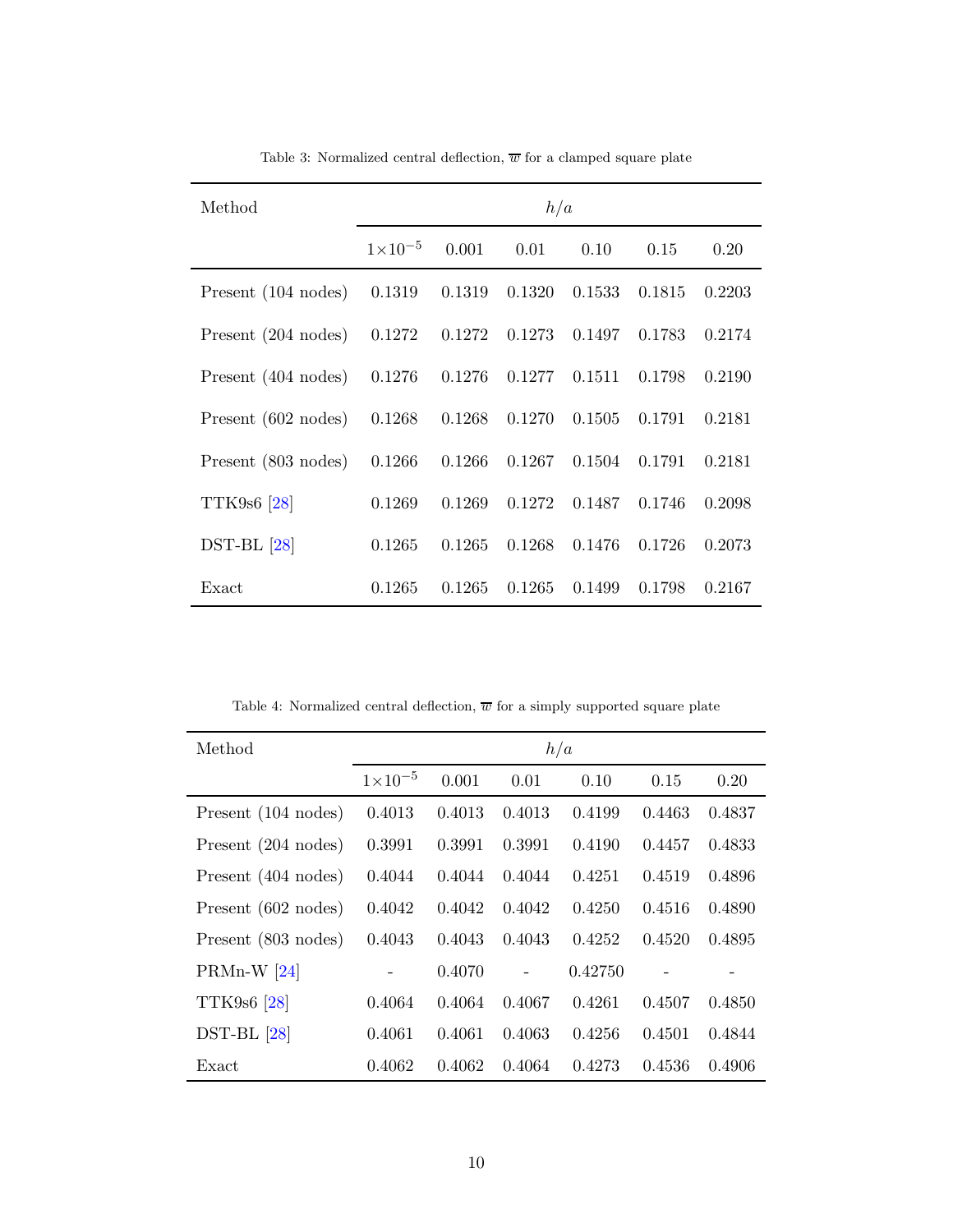Table 3: Normalized central deflection, $\overline{w}$ for a clamped square plate

| Method | $h/a$ | | | | | |
|---|---|---|---|---|---|---|
| | $1\times10^{-5}$ | 0.001 | 0.01 | 0.10 | 0.15 | 0.20 |
| Present (104 nodes) | 0.1319 | 0.1319 | 0.1320 | 0.1533 | 0.1815 | 0.2203 |
| Present (204 nodes) | 0.1272 | 0.1272 | 0.1273 | 0.1497 | 0.1783 | 0.2174 |
| Present (404 nodes) | 0.1276 | 0.1276 | 0.1277 | 0.1511 | 0.1798 | 0.2190 |
| Present (602 nodes) | 0.1268 | 0.1268 | 0.1270 | 0.1505 | 0.1791 | 0.2181 |
| Present (803 nodes) | 0.1266 | 0.1266 | 0.1267 | 0.1504 | 0.1791 | 0.2181 |
| TTK9s6 [28] | 0.1269 | 0.1269 | 0.1272 | 0.1487 | 0.1746 | 0.2098 |
| DST-BL [28] | 0.1265 | 0.1265 | 0.1268 | 0.1476 | 0.1726 | 0.2073 |
| Exact | 0.1265 | 0.1265 | 0.1265 | 0.1499 | 0.1798 | 0.2167 |

Table 4: Normalized central deflection, $\overline{w}$ for a simply supported square plate

| Method | $h/a$ | | | | | |
|---|---|---|---|---|---|---|
| | $1\times10^{-5}$ | 0.001 | 0.01 | 0.10 | 0.15 | 0.20 |
| Present (104 nodes) | 0.4013 | 0.4013 | 0.4013 | 0.4199 | 0.4463 | 0.4837 |
| Present (204 nodes) | 0.3991 | 0.3991 | 0.3991 | 0.4190 | 0.4457 | 0.4833 |
| Present (404 nodes) | 0.4044 | 0.4044 | 0.4044 | 0.4251 | 0.4519 | 0.4896 |
| Present (602 nodes) | 0.4042 | 0.4042 | 0.4042 | 0.4250 | 0.4516 | 0.4890 |
| Present (803 nodes) | 0.4043 | 0.4043 | 0.4043 | 0.4252 | 0.4520 | 0.4895 |
| PRMn-W [24] | - | 0.4070 | - | 0.42750 | - | - |
| TTK9s6 [28] | 0.4064 | 0.4064 | 0.4067 | 0.4261 | 0.4507 | 0.4850 |
| DST-BL [28] | 0.4061 | 0.4061 | 0.4063 | 0.4256 | 0.4501 | 0.4844 |
| Exact | 0.4062 | 0.4062 | 0.4064 | 0.4273 | 0.4536 | 0.4906 |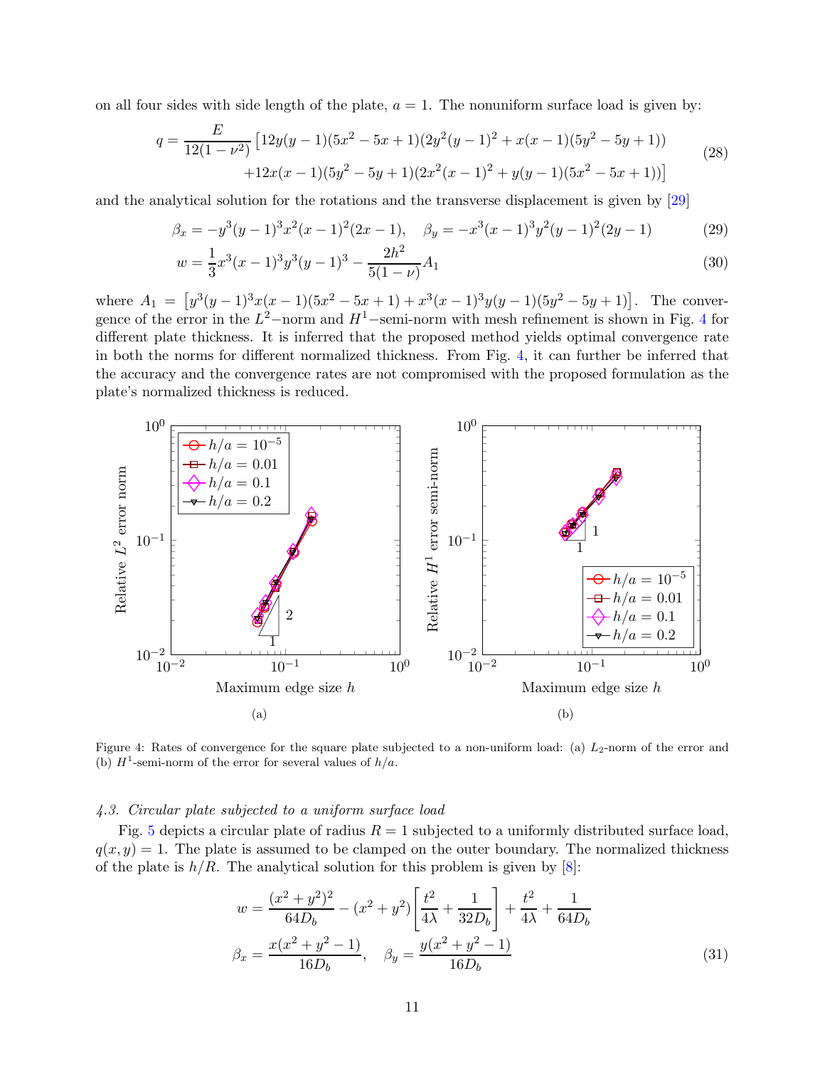on all four sides with side length of the plate, $a = 1$. The nonuniform surface load is given by:

$$
\begin{aligned}
q = \frac{E}{12(1-\nu^2)} \big[ & 12y(y-1)(5x^2 - 5x + 1)(2y^2(y-1)^2 + x(x-1)(5y^2 - 5y + 1)) \\
& + 12x(x-1)(5y^2 - 5y + 1)(2x^2(x-1)^2 + y(y-1)(5x^2 - 5x + 1)) \big]
\end{aligned} \tag{28}
$$

and the analytical solution for the rotations and the transverse displacement is given by [29]

$$
\beta_x = -y^3(y-1)^3 x^2 (x-1)^2 (2x-1), \quad \beta_y = -x^3(x-1)^3 y^2(y-1)^2(2y-1) \tag{29}
$$

$$
w = \frac{1}{3} x^3 (x-1)^3 y^3 (y-1)^3 - \frac{2h^2}{5(1-\nu)} A_1 \tag{30}
$$

where $A_1 = \left[ y^3(y-1)^3 x(x-1)(5x^2-5x+1) + x^3(x-1)^3 y(y-1)(5y^2-5y+1) \right]$. The convergence of the error in the $L^2-$norm and $H^1-$semi-norm with mesh refinement is shown in Fig. 4 for different plate thickness. It is inferred that the proposed method yields optimal convergence rate in both the norms for different normalized thickness. From Fig. 4, it can further be inferred that the accuracy and the convergence rates are not compromised with the proposed formulation as the plate's normalized thickness is reduced.

(a)
Relative $L^2$ error norm
Maximum edge size $h$
$10^0$, $10^{-1}$, $10^{-2}$
$10^{-2}$, $10^{-1}$, $10^0$
$h/a = 10^{-5}$
$h/a = 0.01$
$h/a = 0.1$
$h/a = 0.2$
2
1

(b)
Relative $H^1$ error semi-norm
Maximum edge size $h$
$10^0$, $10^{-1}$, $10^{-2}$
$10^{-2}$, $10^{-1}$, $10^0$
$h/a = 10^{-5}$
$h/a = 0.01$
$h/a = 0.1$
$h/a = 0.2$
1
1

Figure 4: Rates of convergence for the square plate subjected to a non-uniform load: (a) $L_2$-norm of the error and (b) $H^1$-semi-norm of the error for several values of $h/a$.

### *4.3. Circular plate subjected to a uniform surface load*

Fig. 5 depicts a circular plate of radius $R = 1$ subjected to a uniformly distributed surface load, $q(x, y) = 1$. The plate is assumed to be clamped on the outer boundary. The normalized thickness of the plate is $h/R$. The analytical solution for this problem is given by [8]:

$$
\begin{aligned}
w &= \frac{(x^2+y^2)^2}{64D_b} - (x^2+y^2)\left[\frac{t^2}{4\lambda} + \frac{1}{32D_b}\right] + \frac{t^2}{4\lambda} + \frac{1}{64D_b} \\
\beta_x &= \frac{x(x^2+y^2-1)}{16D_b}, \quad \beta_y = \frac{y(x^2+y^2-1)}{16D_b}
\end{aligned} \tag{31}
$$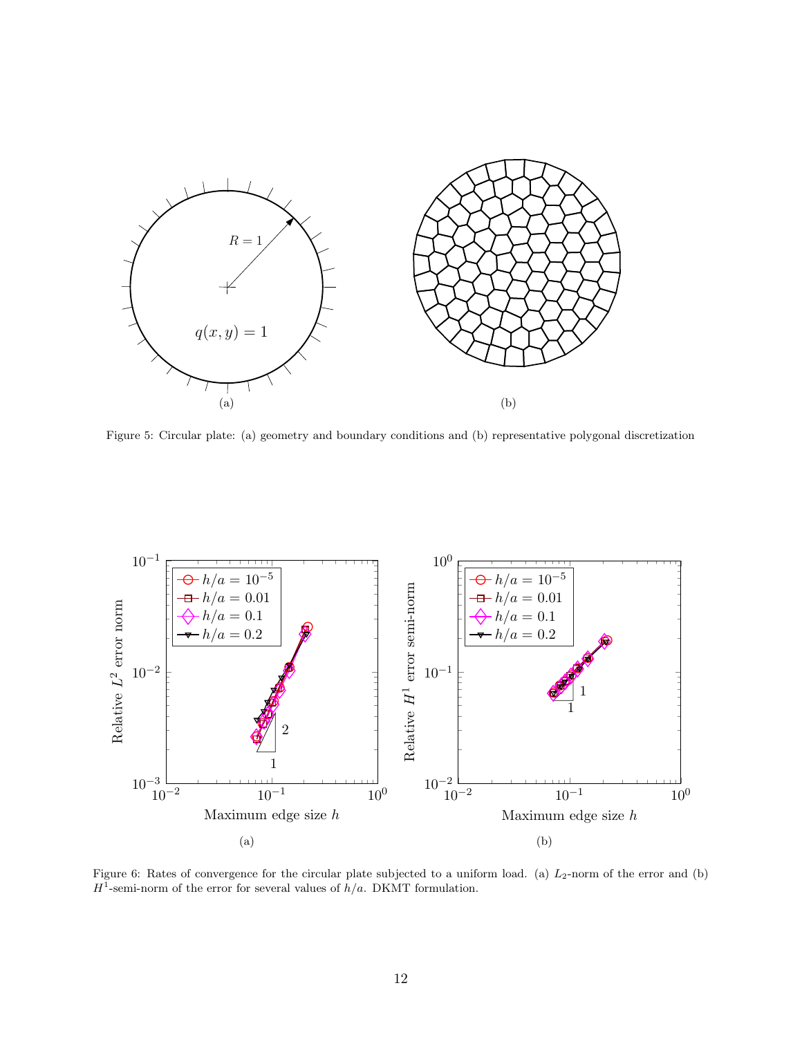$R = 1$

$q(x, y) = 1$

(a)

(b)

Figure 5: Circular plate: (a) geometry and boundary conditions and (b) representative polygonal discretization

Relative $L^2$ error norm

$10^{-1}$

$10^{-2}$

$10^{-3}$

$10^{-2}$ $10^{-1}$ $10^{0}$

Maximum edge size $h$

$h/a = 10^{-5}$
$h/a = 0.01$
$h/a = 0.1$
$h/a = 0.2$

2

1

(a)

Relative $H^1$ error semi-norm

$10^{0}$

$10^{-1}$

$10^{-2}$

$10^{-2}$ $10^{-1}$ $10^{0}$

Maximum edge size $h$

$h/a = 10^{-5}$
$h/a = 0.01$
$h/a = 0.1$
$h/a = 0.2$

1

1

(b)

Figure 6: Rates of convergence for the circular plate subjected to a uniform load. (a) $L_2$-norm of the error and (b) $H^1$-semi-norm of the error for several values of $h/a$. DKMT formulation.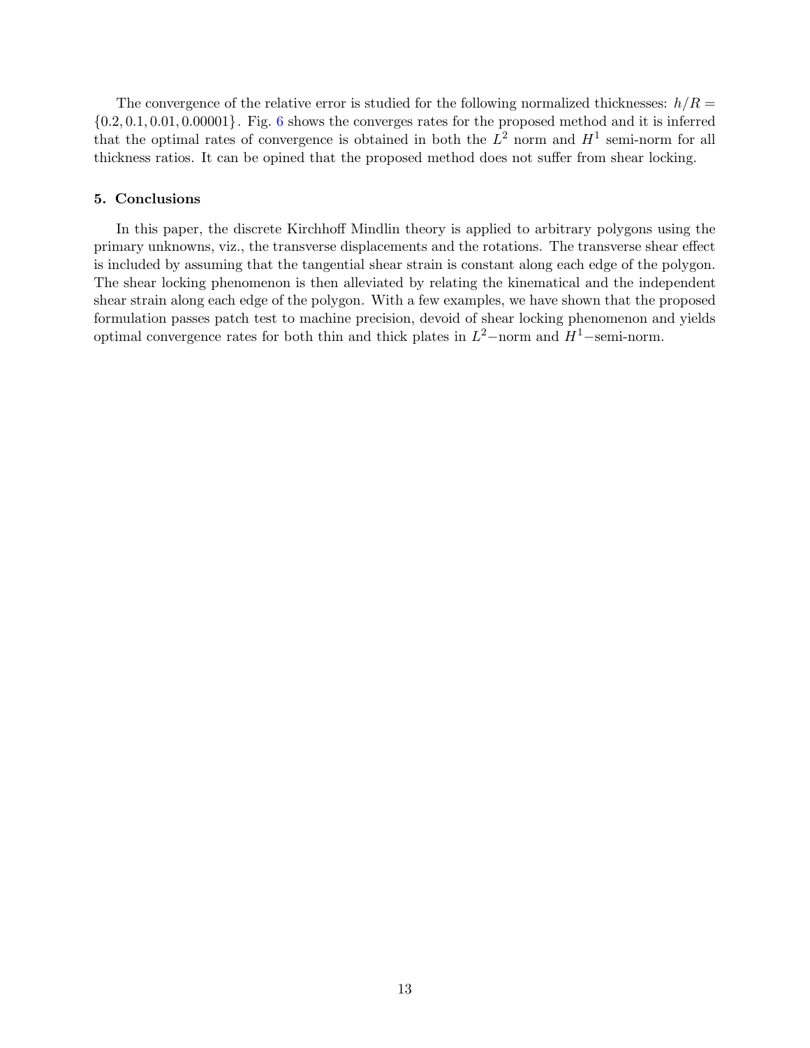The convergence of the relative error is studied for the following normalized thicknesses: $h/R = \{0.2, 0.1, 0.01, 0.00001\}$. Fig. 6 shows the converges rates for the proposed method and it is inferred that the optimal rates of convergence is obtained in both the $L^2$ norm and $H^1$ semi-norm for all thickness ratios. It can be opined that the proposed method does not suffer from shear locking.

## 5. Conclusions

In this paper, the discrete Kirchhoff Mindlin theory is applied to arbitrary polygons using the primary unknowns, viz., the transverse displacements and the rotations. The transverse shear effect is included by assuming that the tangential shear strain is constant along each edge of the polygon. The shear locking phenomenon is then alleviated by relating the kinematical and the independent shear strain along each edge of the polygon. With a few examples, we have shown that the proposed formulation passes patch test to machine precision, devoid of shear locking phenomenon and yields optimal convergence rates for both thin and thick plates in $L^2-$norm and $H^1-$semi-norm.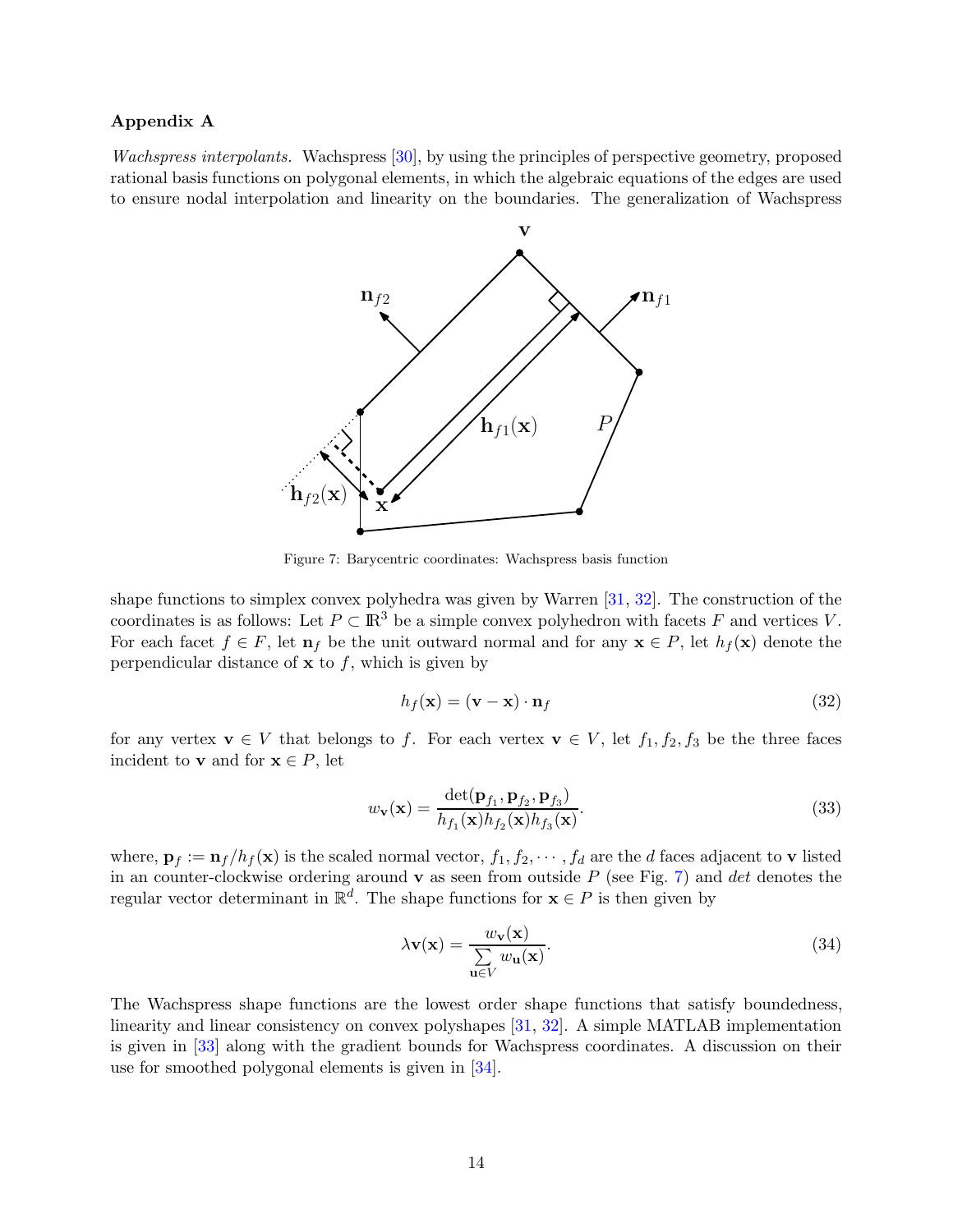**Appendix A**

*Wachspress interpolants.* Wachspress [30], by using the principles of perspective geometry, proposed rational basis functions on polygonal elements, in which the algebraic equations of the edges are used to ensure nodal interpolation and linearity on the boundaries. The generalization of Wachspress shape functions to simplex convex polyhedra was given by Warren [31, 32]. The construction of the coordinates is as follows: Let $P \subset \mathbb{R}^3$ be a simple convex polyhedron with facets $F$ and vertices $V$. For each facet $f \in F$, let $\mathbf{n}_f$ be the unit outward normal and for any $\mathbf{x} \in P$, let $h_f(\mathbf{x})$ denote the perpendicular distance of $\mathbf{x}$ to $f$, which is given by

Figure 7: Barycentric coordinates: Wachspress basis function

$$h_f(\mathbf{x}) = (\mathbf{v} - \mathbf{x}) \cdot \mathbf{n}_f \tag{32}$$

for any vertex $\mathbf{v} \in V$ that belongs to $f$. For each vertex $\mathbf{v} \in V$, let $f_1, f_2, f_3$ be the three faces incident to $\mathbf{v}$ and for $\mathbf{x} \in P$, let

$$w_{\mathbf{v}}(\mathbf{x}) = \frac{\det(\mathbf{p}_{f_1}, \mathbf{p}_{f_2}, \mathbf{p}_{f_3})}{h_{f_1}(\mathbf{x}) h_{f_2}(\mathbf{x}) h_{f_3}(\mathbf{x})}. \tag{33}$$

where, $\mathbf{p}_f := \mathbf{n}_f / h_f(\mathbf{x})$ is the scaled normal vector, $f_1, f_2, \cdots, f_d$ are the $d$ faces adjacent to $\mathbf{v}$ listed in an counter-clockwise ordering around $\mathbf{v}$ as seen from outside $P$ (see Fig. 7) and *det* denotes the regular vector determinant in $\mathbb{R}^d$. The shape functions for $\mathbf{x} \in P$ is then given by

$$\lambda \mathbf{v}(\mathbf{x}) = \frac{w_{\mathbf{v}}(\mathbf{x})}{\sum\limits_{\mathbf{u} \in V} w_{\mathbf{u}}(\mathbf{x})}. \tag{34}$$

The Wachspress shape functions are the lowest order shape functions that satisfy boundedness, linearity and linear consistency on convex polyshapes [31, 32]. A simple MATLAB implementation is given in [33] along with the gradient bounds for Wachspress coordinates. A discussion on their use for smoothed polygonal elements is given in [34].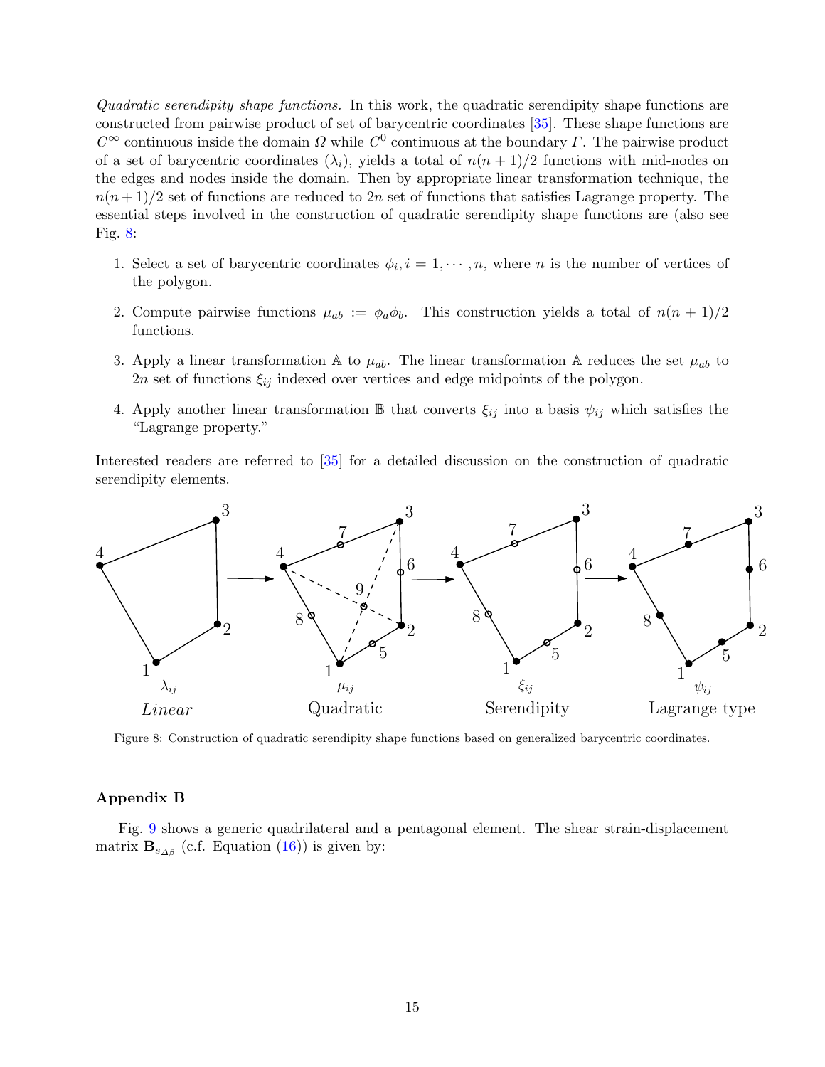*Quadratic serendipity shape functions.* In this work, the quadratic serendipity shape functions are constructed from pairwise product of set of barycentric coordinates [35]. These shape functions are $C^\infty$ continuous inside the domain $\Omega$ while $C^0$ continuous at the boundary $\Gamma$. The pairwise product of a set of barycentric coordinates ($\lambda_i$), yields a total of $n(n+1)/2$ functions with mid-nodes on the edges and nodes inside the domain. Then by appropriate linear transformation technique, the $n(n+1)/2$ set of functions are reduced to $2n$ set of functions that satisfies Lagrange property. The essential steps involved in the construction of quadratic serendipity shape functions are (also see Fig. 8:

1. Select a set of barycentric coordinates $\phi_i, i = 1, \cdots, n$, where $n$ is the number of vertices of the polygon.
2. Compute pairwise functions $\mu_{ab} := \phi_a \phi_b$. This construction yields a total of $n(n+1)/2$ functions.
3. Apply a linear transformation $\mathbb{A}$ to $\mu_{ab}$. The linear transformation $\mathbb{A}$ reduces the set $\mu_{ab}$ to $2n$ set of functions $\xi_{ij}$ indexed over vertices and edge midpoints of the polygon.
4. Apply another linear transformation $\mathbb{B}$ that converts $\xi_{ij}$ into a basis $\psi_{ij}$ which satisfies the "Lagrange property."

Interested readers are referred to [35] for a detailed discussion on the construction of quadratic serendipity elements.

4
3
2
1
$\lambda_{ij}$
*Linear*

4
7
3
6
9
8
2
5
1
$\mu_{ij}$
Quadratic

4
7
3
6
8
2
5
1
$\xi_{ij}$
Serendipity

4
7
3
6
8
2
5
1
$\psi_{ij}$
Lagrange type

Figure 8: Construction of quadratic serendipity shape functions based on generalized barycentric coordinates.

## Appendix B

Fig. 9 shows a generic quadrilateral and a pentagonal element. The shear strain-displacement matrix $\mathbf{B}_{s_{\Delta\beta}}$ (c.f. Equation (16)) is given by: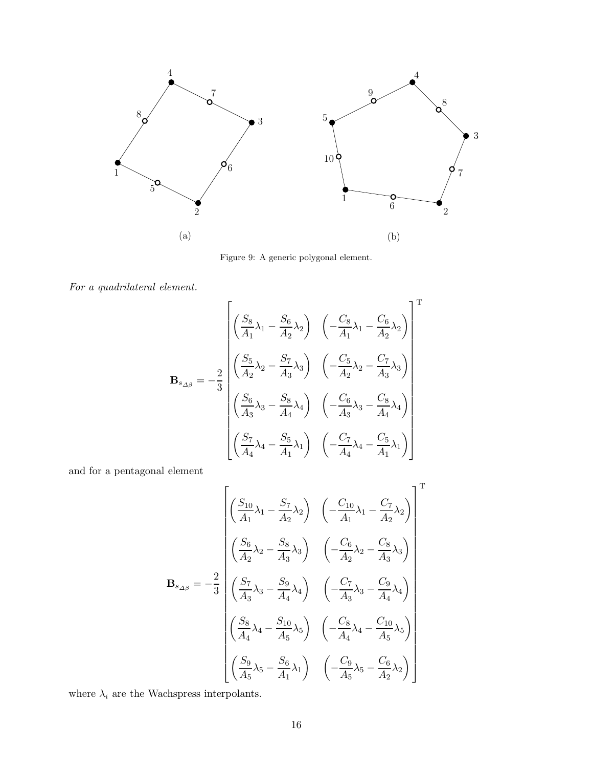Figure 9: A generic polygonal element.

*For a quadrilateral element.*

$$
\mathbf{B}_{s_{\Delta\beta}} = -\frac{2}{3}\begin{bmatrix}
\left(\dfrac{S_8}{A_1}\lambda_1 - \dfrac{S_6}{A_2}\lambda_2\right) & \left(-\dfrac{C_8}{A_1}\lambda_1 - \dfrac{C_6}{A_2}\lambda_2\right) \\
\left(\dfrac{S_5}{A_2}\lambda_2 - \dfrac{S_7}{A_3}\lambda_3\right) & \left(-\dfrac{C_5}{A_2}\lambda_2 - \dfrac{C_7}{A_3}\lambda_3\right) \\
\left(\dfrac{S_6}{A_3}\lambda_3 - \dfrac{S_8}{A_4}\lambda_4\right) & \left(-\dfrac{C_6}{A_3}\lambda_3 - \dfrac{C_8}{A_4}\lambda_4\right) \\
\left(\dfrac{S_7}{A_4}\lambda_4 - \dfrac{S_5}{A_1}\lambda_1\right) & \left(-\dfrac{C_7}{A_4}\lambda_4 - \dfrac{C_5}{A_1}\lambda_1\right)
\end{bmatrix}^{\mathrm{T}}
$$

and for a pentagonal element

$$
\mathbf{B}_{s_{\Delta\beta}} = -\frac{2}{3}\begin{bmatrix}
\left(\dfrac{S_{10}}{A_1}\lambda_1 - \dfrac{S_7}{A_2}\lambda_2\right) & \left(-\dfrac{C_{10}}{A_1}\lambda_1 - \dfrac{C_7}{A_2}\lambda_2\right) \\
\left(\dfrac{S_6}{A_2}\lambda_2 - \dfrac{S_8}{A_3}\lambda_3\right) & \left(-\dfrac{C_6}{A_2}\lambda_2 - \dfrac{C_8}{A_3}\lambda_3\right) \\
\left(\dfrac{S_7}{A_3}\lambda_3 - \dfrac{S_9}{A_4}\lambda_4\right) & \left(-\dfrac{C_7}{A_3}\lambda_3 - \dfrac{C_9}{A_4}\lambda_4\right) \\
\left(\dfrac{S_8}{A_4}\lambda_4 - \dfrac{S_{10}}{A_5}\lambda_5\right) & \left(-\dfrac{C_8}{A_4}\lambda_4 - \dfrac{C_{10}}{A_5}\lambda_5\right) \\
\left(\dfrac{S_9}{A_5}\lambda_5 - \dfrac{S_6}{A_1}\lambda_1\right) & \left(-\dfrac{C_9}{A_5}\lambda_5 - \dfrac{C_6}{A_2}\lambda_2\right)
\end{bmatrix}^{\mathrm{T}}
$$

where $\lambda_i$ are the Wachspress interpolants.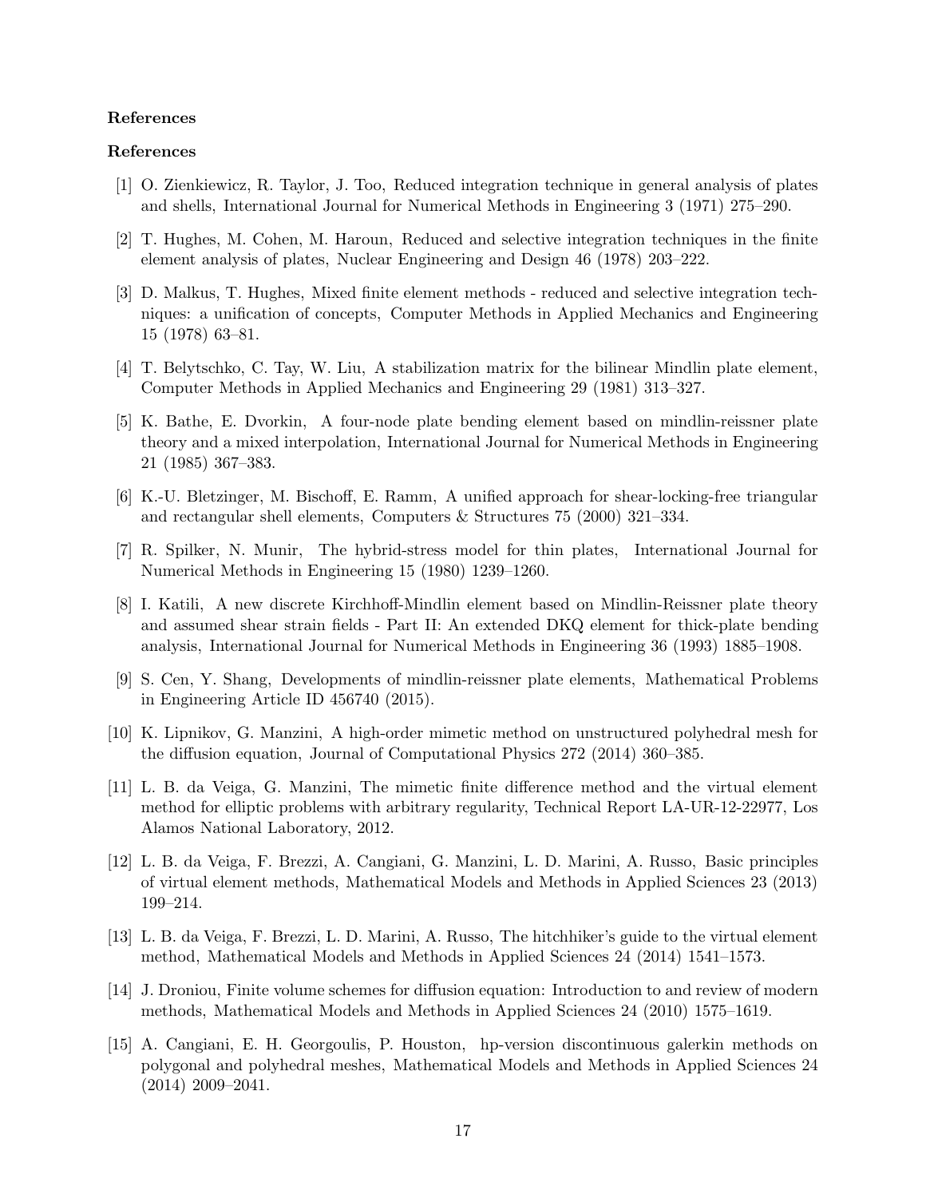## References

## References

[1] O. Zienkiewicz, R. Taylor, J. Too, Reduced integration technique in general analysis of plates and shells, International Journal for Numerical Methods in Engineering 3 (1971) 275–290.

[2] T. Hughes, M. Cohen, M. Haroun, Reduced and selective integration techniques in the finite element analysis of plates, Nuclear Engineering and Design 46 (1978) 203–222.

[3] D. Malkus, T. Hughes, Mixed finite element methods - reduced and selective integration techniques: a unification of concepts, Computer Methods in Applied Mechanics and Engineering 15 (1978) 63–81.

[4] T. Belytschko, C. Tay, W. Liu, A stabilization matrix for the bilinear Mindlin plate element, Computer Methods in Applied Mechanics and Engineering 29 (1981) 313–327.

[5] K. Bathe, E. Dvorkin, A four-node plate bending element based on mindlin-reissner plate theory and a mixed interpolation, International Journal for Numerical Methods in Engineering 21 (1985) 367–383.

[6] K.-U. Bletzinger, M. Bischoff, E. Ramm, A unified approach for shear-locking-free triangular and rectangular shell elements, Computers & Structures 75 (2000) 321–334.

[7] R. Spilker, N. Munir, The hybrid-stress model for thin plates, International Journal for Numerical Methods in Engineering 15 (1980) 1239–1260.

[8] I. Katili, A new discrete Kirchhoff-Mindlin element based on Mindlin-Reissner plate theory and assumed shear strain fields - Part II: An extended DKQ element for thick-plate bending analysis, International Journal for Numerical Methods in Engineering 36 (1993) 1885–1908.

[9] S. Cen, Y. Shang, Developments of mindlin-reissner plate elements, Mathematical Problems in Engineering Article ID 456740 (2015).

[10] K. Lipnikov, G. Manzini, A high-order mimetic method on unstructured polyhedral mesh for the diffusion equation, Journal of Computational Physics 272 (2014) 360–385.

[11] L. B. da Veiga, G. Manzini, The mimetic finite difference method and the virtual element method for elliptic problems with arbitrary regularity, Technical Report LA-UR-12-22977, Los Alamos National Laboratory, 2012.

[12] L. B. da Veiga, F. Brezzi, A. Cangiani, G. Manzini, L. D. Marini, A. Russo, Basic principles of virtual element methods, Mathematical Models and Methods in Applied Sciences 23 (2013) 199–214.

[13] L. B. da Veiga, F. Brezzi, L. D. Marini, A. Russo, The hitchhiker's guide to the virtual element method, Mathematical Models and Methods in Applied Sciences 24 (2014) 1541–1573.

[14] J. Droniou, Finite volume schemes for diffusion equation: Introduction to and review of modern methods, Mathematical Models and Methods in Applied Sciences 24 (2010) 1575–1619.

[15] A. Cangiani, E. H. Georgoulis, P. Houston, hp-version discontinuous galerkin methods on polygonal and polyhedral meshes, Mathematical Models and Methods in Applied Sciences 24 (2014) 2009–2041.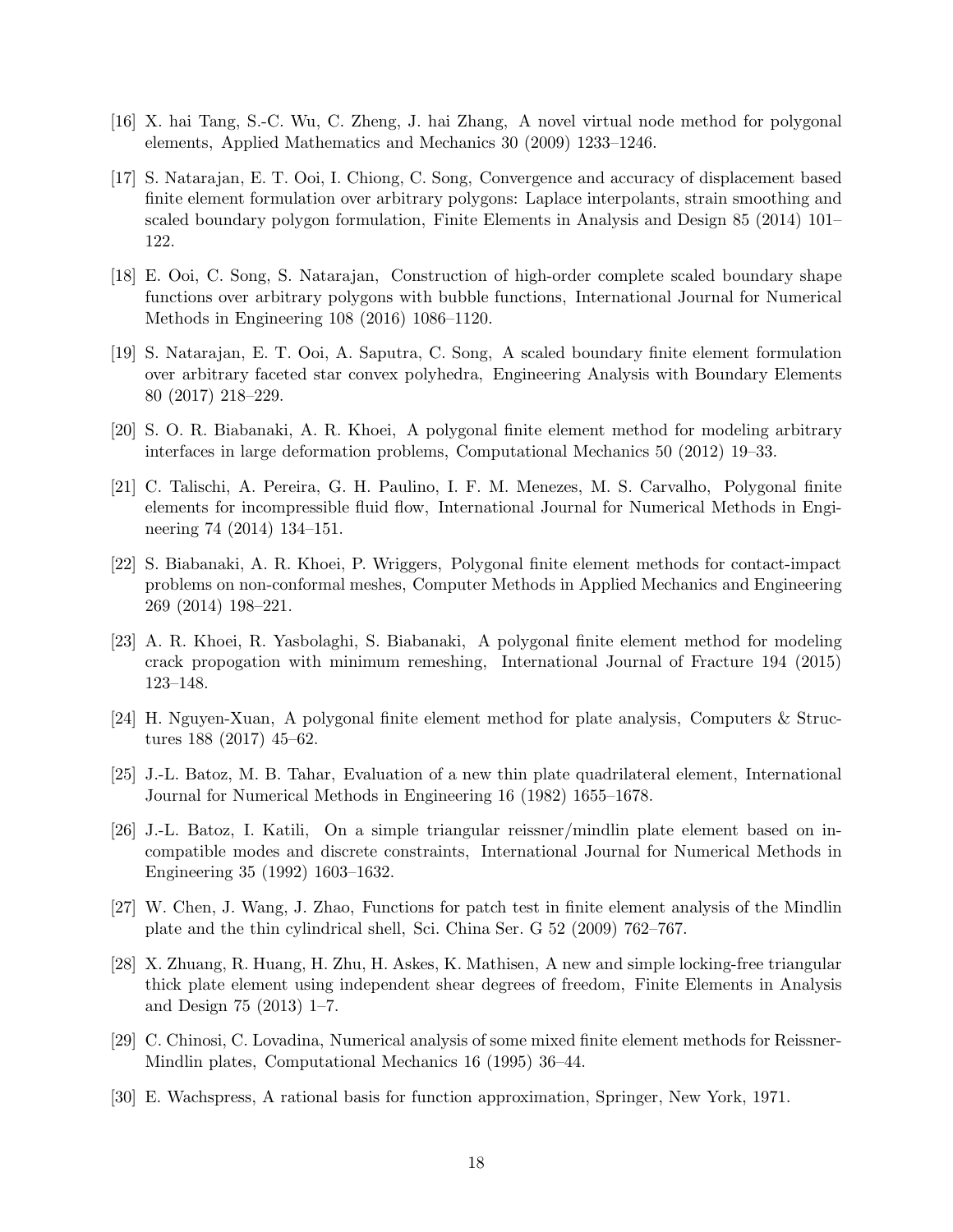[16] X. hai Tang, S.-C. Wu, C. Zheng, J. hai Zhang, A novel virtual node method for polygonal elements, Applied Mathematics and Mechanics 30 (2009) 1233–1246.

[17] S. Natarajan, E. T. Ooi, I. Chiong, C. Song, Convergence and accuracy of displacement based finite element formulation over arbitrary polygons: Laplace interpolants, strain smoothing and scaled boundary polygon formulation, Finite Elements in Analysis and Design 85 (2014) 101–122.

[18] E. Ooi, C. Song, S. Natarajan, Construction of high-order complete scaled boundary shape functions over arbitrary polygons with bubble functions, International Journal for Numerical Methods in Engineering 108 (2016) 1086–1120.

[19] S. Natarajan, E. T. Ooi, A. Saputra, C. Song, A scaled boundary finite element formulation over arbitrary faceted star convex polyhedra, Engineering Analysis with Boundary Elements 80 (2017) 218–229.

[20] S. O. R. Biabanaki, A. R. Khoei, A polygonal finite element method for modeling arbitrary interfaces in large deformation problems, Computational Mechanics 50 (2012) 19–33.

[21] C. Talischi, A. Pereira, G. H. Paulino, I. F. M. Menezes, M. S. Carvalho, Polygonal finite elements for incompressible fluid flow, International Journal for Numerical Methods in Engineering 74 (2014) 134–151.

[22] S. Biabanaki, A. R. Khoei, P. Wriggers, Polygonal finite element methods for contact-impact problems on non-conformal meshes, Computer Methods in Applied Mechanics and Engineering 269 (2014) 198–221.

[23] A. R. Khoei, R. Yasbolaghi, S. Biabanaki, A polygonal finite element method for modeling crack propogation with minimum remeshing, International Journal of Fracture 194 (2015) 123–148.

[24] H. Nguyen-Xuan, A polygonal finite element method for plate analysis, Computers & Structures 188 (2017) 45–62.

[25] J.-L. Batoz, M. B. Tahar, Evaluation of a new thin plate quadrilateral element, International Journal for Numerical Methods in Engineering 16 (1982) 1655–1678.

[26] J.-L. Batoz, I. Katili, On a simple triangular reissner/mindlin plate element based on incompatible modes and discrete constraints, International Journal for Numerical Methods in Engineering 35 (1992) 1603–1632.

[27] W. Chen, J. Wang, J. Zhao, Functions for patch test in finite element analysis of the Mindlin plate and the thin cylindrical shell, Sci. China Ser. G 52 (2009) 762–767.

[28] X. Zhuang, R. Huang, H. Zhu, H. Askes, K. Mathisen, A new and simple locking-free triangular thick plate element using independent shear degrees of freedom, Finite Elements in Analysis and Design 75 (2013) 1–7.

[29] C. Chinosi, C. Lovadina, Numerical analysis of some mixed finite element methods for Reissner-Mindlin plates, Computational Mechanics 16 (1995) 36–44.

[30] E. Wachspress, A rational basis for function approximation, Springer, New York, 1971.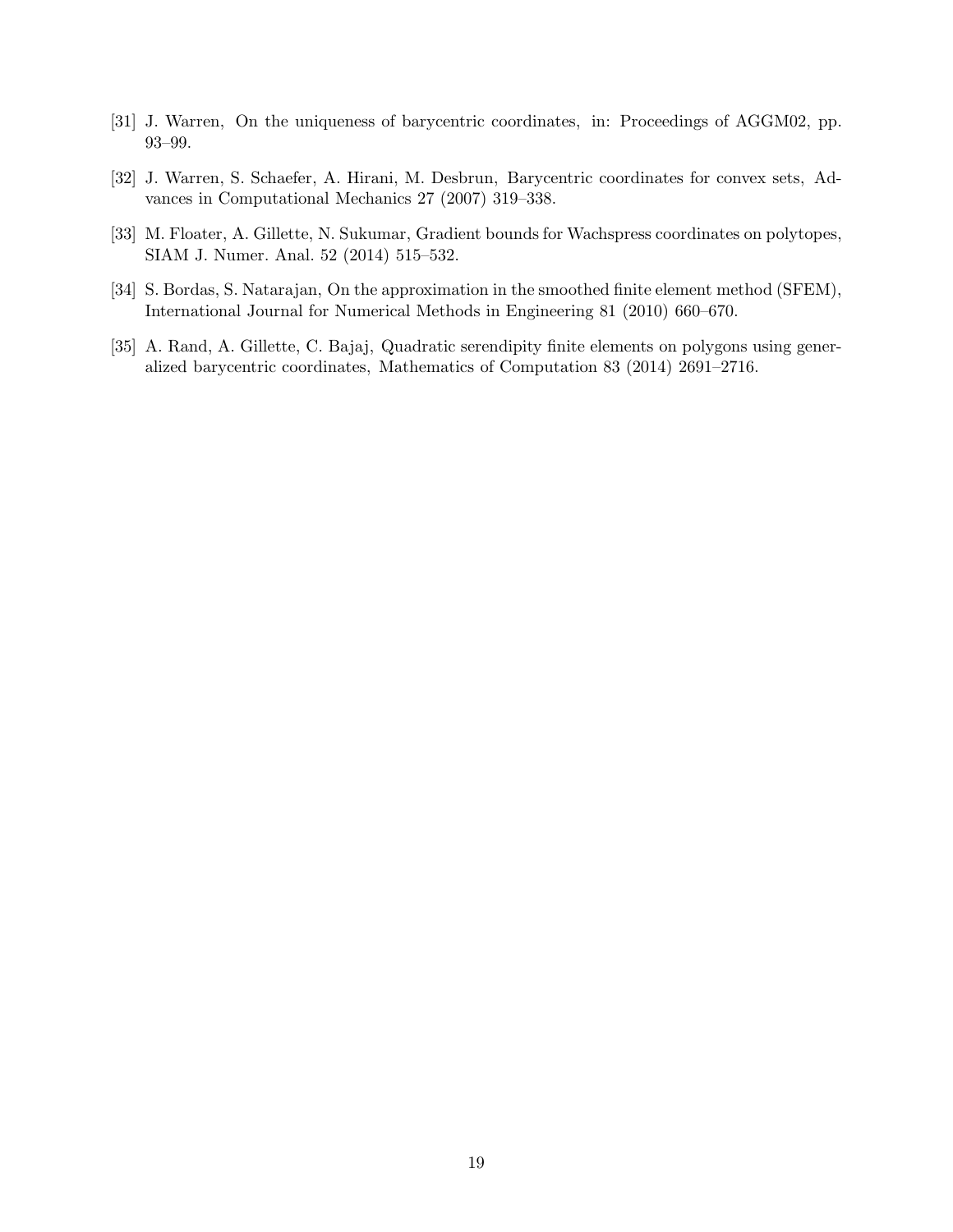[31] J. Warren, On the uniqueness of barycentric coordinates, in: Proceedings of AGGM02, pp. 93–99.

[32] J. Warren, S. Schaefer, A. Hirani, M. Desbrun, Barycentric coordinates for convex sets, Advances in Computational Mechanics 27 (2007) 319–338.

[33] M. Floater, A. Gillette, N. Sukumar, Gradient bounds for Wachspress coordinates on polytopes, SIAM J. Numer. Anal. 52 (2014) 515–532.

[34] S. Bordas, S. Natarajan, On the approximation in the smoothed finite element method (SFEM), International Journal for Numerical Methods in Engineering 81 (2010) 660–670.

[35] A. Rand, A. Gillette, C. Bajaj, Quadratic serendipity finite elements on polygons using generalized barycentric coordinates, Mathematics of Computation 83 (2014) 2691–2716.